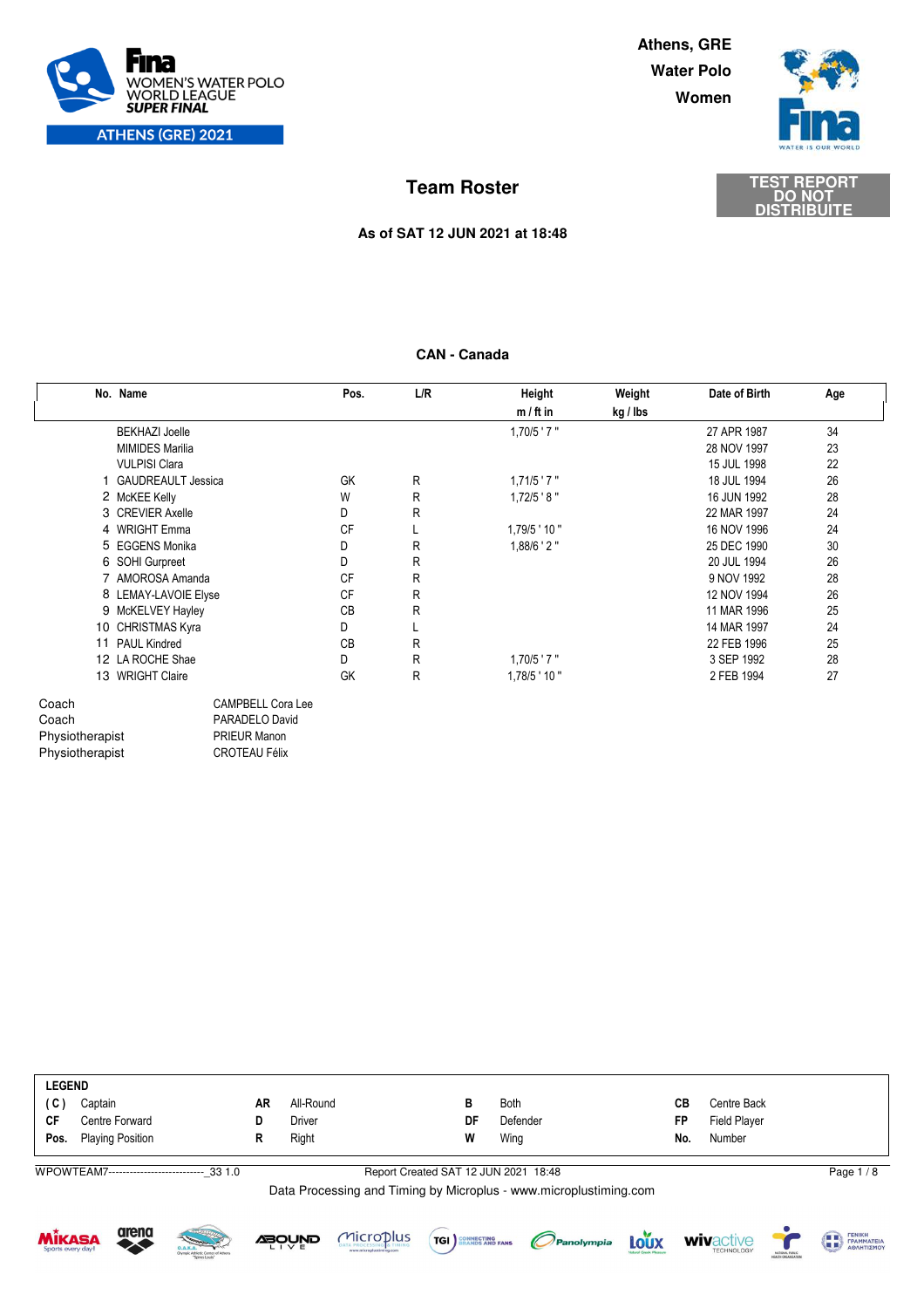FINA WOMEN'S WATER POLO WORLD LEAGUE SUPER FINAL
ATHENS (GRE) 2021

Athens, GRE
Water Polo
Women

# Team Roster

TEST REPORT DO NOT DISTRIBUITE

**As of SAT 12 JUN 2021 at 18:48**

## CAN - Canada

| No. | Name | Pos. | L/R | Height m / ft in | Weight kg / lbs | Date of Birth | Age |
|---|---|---|---|---|---|---|---|
| | BEKHAZI Joelle | | | 1,70/5 ' 7 " | | 27 APR 1987 | 34 |
| | MIMIDES Marilia | | | | | 28 NOV 1997 | 23 |
| | VULPISI Clara | | | | | 15 JUL 1998 | 22 |
| 1 | GAUDREAULT Jessica | GK | R | 1,71/5 ' 7 " | | 18 JUL 1994 | 26 |
| 2 | McKEE Kelly | W | R | 1,72/5 ' 8 " | | 16 JUN 1992 | 28 |
| 3 | CREVIER Axelle | D | R | | | 22 MAR 1997 | 24 |
| 4 | WRIGHT Emma | CF | L | 1,79/5 ' 10 " | | 16 NOV 1996 | 24 |
| 5 | EGGENS Monika | D | R | 1,88/6 ' 2 " | | 25 DEC 1990 | 30 |
| 6 | SOHI Gurpreet | D | R | | | 20 JUL 1994 | 26 |
| 7 | AMOROSA Amanda | CF | R | | | 9 NOV 1992 | 28 |
| 8 | LEMAY-LAVOIE Elyse | CF | R | | | 12 NOV 1994 | 26 |
| 9 | McKELVEY Hayley | CB | R | | | 11 MAR 1996 | 25 |
| 10 | CHRISTMAS Kyra | D | L | | | 14 MAR 1997 | 24 |
| 11 | PAUL Kindred | CB | R | | | 22 FEB 1996 | 25 |
| 12 | LA ROCHE Shae | D | R | 1,70/5 ' 7 " | | 3 SEP 1992 | 28 |
| 13 | WRIGHT Claire | GK | R | 1,78/5 ' 10 " | | 2 FEB 1994 | 27 |

| | |
|---|---|
| Coach | CAMPBELL Cora Lee |
| Coach | PARADELO David |
| Physiotherapist | PRIEUR Manon |
| Physiotherapist | CROTEAU Félix |

**LEGEND**

| | | | | | | | |
|---|---|---|---|---|---|---|---|
| (C) | Captain | AR | All-Round | B | Both | CB | Centre Back |
| CF | Centre Forward | D | Driver | DF | Defender | FP | Field Player |
| Pos. | Playing Position | R | Right | W | Wing | No. | Number |

WPOWTEAM7--------------------------_33 1.0 Report Created SAT 12 JUN 2021 18:48

Data Processing and Timing by Microplus - www.microplustiming.com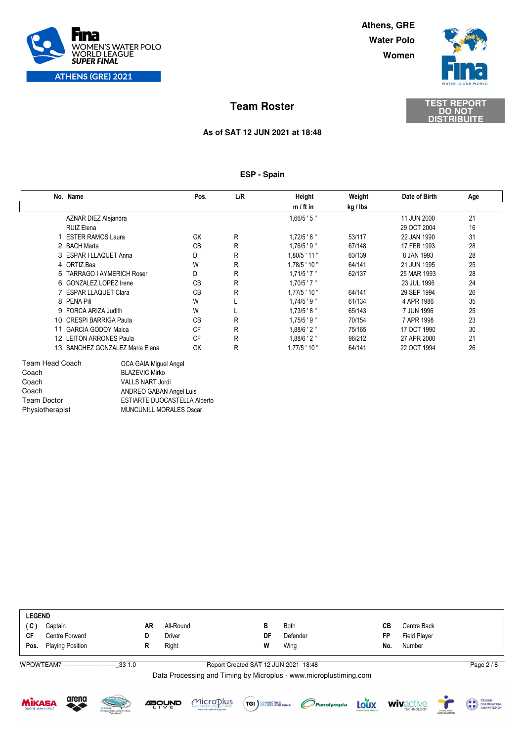FINA WOMEN'S WATER POLO WORLD LEAGUE SUPER FINAL
ATHENS (GRE) 2021

Athens, GRE
Water Polo
Women

TEST REPORT DO NOT DISTRIBUITE

## Team Roster

**As of SAT 12 JUN 2021 at 18:48**

### ESP - Spain

| No. | Name | Pos. | L/R | Height m / ft in | Weight kg / lbs | Date of Birth | Age |
|---|---|---|---|---|---|---|---|
| | AZNAR DIEZ Alejandra | | | 1,66/5 ' 5 " | | 11 JUN 2000 | 21 |
| | RUIZ Elena | | | | | 29 OCT 2004 | 16 |
| 1 | ESTER RAMOS Laura | GK | R | 1,72/5 ' 8 " | 53/117 | 22 JAN 1990 | 31 |
| 2 | BACH Marta | CB | R | 1,76/5 ' 9 " | 67/148 | 17 FEB 1993 | 28 |
| 3 | ESPAR I LLAQUET Anna | D | R | 1,80/5 ' 11 " | 63/139 | 8 JAN 1993 | 28 |
| 4 | ORTIZ Bea | W | R | 1,78/5 ' 10 " | 64/141 | 21 JUN 1995 | 25 |
| 5 | TARRAGO I AYMERICH Roser | D | R | 1,71/5 ' 7 " | 62/137 | 25 MAR 1993 | 28 |
| 6 | GONZALEZ LOPEZ Irene | CB | R | 1,70/5 ' 7 " | | 23 JUL 1996 | 24 |
| 7 | ESPAR LLAQUET Clara | CB | R | 1,77/5 ' 10 " | 64/141 | 29 SEP 1994 | 26 |
| 8 | PENA Pili | W | L | 1,74/5 ' 9 " | 61/134 | 4 APR 1986 | 35 |
| 9 | FORCA ARIZA Judith | W | L | 1,73/5 ' 8 " | 65/143 | 7 JUN 1996 | 25 |
| 10 | CRESPI BARRIGA Paula | CB | R | 1,75/5 ' 9 " | 70/154 | 7 APR 1998 | 23 |
| 11 | GARCIA GODOY Maica | CF | R | 1,88/6 ' 2 " | 75/165 | 17 OCT 1990 | 30 |
| 12 | LEITON ARRONES Paula | CF | R | 1,88/6 ' 2 " | 96/212 | 27 APR 2000 | 21 |
| 13 | SANCHEZ GONZALEZ Maria Elena | GK | R | 1,77/5 ' 10 " | 64/141 | 22 OCT 1994 | 26 |

| | |
|---|---|
| Team Head Coach | OCA GAIA Miguel Angel |
| Coach | BLAZEVIC Mirko |
| Coach | VALLS NART Jordi |
| Coach | ANDREO GABAN Angel Luis |
| Team Doctor | ESTIARTE DUOCASTELLA Alberto |
| Physiotherapist | MUNCUNILL MORALES Oscar |

**LEGEND**

| | | | | | | | |
|---|---|---|---|---|---|---|---|
| **( C )** | Captain | **AR** | All-Round | **B** | Both | **CB** | Centre Back |
| **CF** | Centre Forward | **D** | Driver | **DF** | Defender | **FP** | Field Player |
| **Pos.** | Playing Position | **R** | Right | **W** | Wing | **No.** | Number |

WPOWTEAM7--------------------------_33 1.0 Report Created SAT 12 JUN 2021 18:48

Data Processing and Timing by Microplus - www.microplustiming.com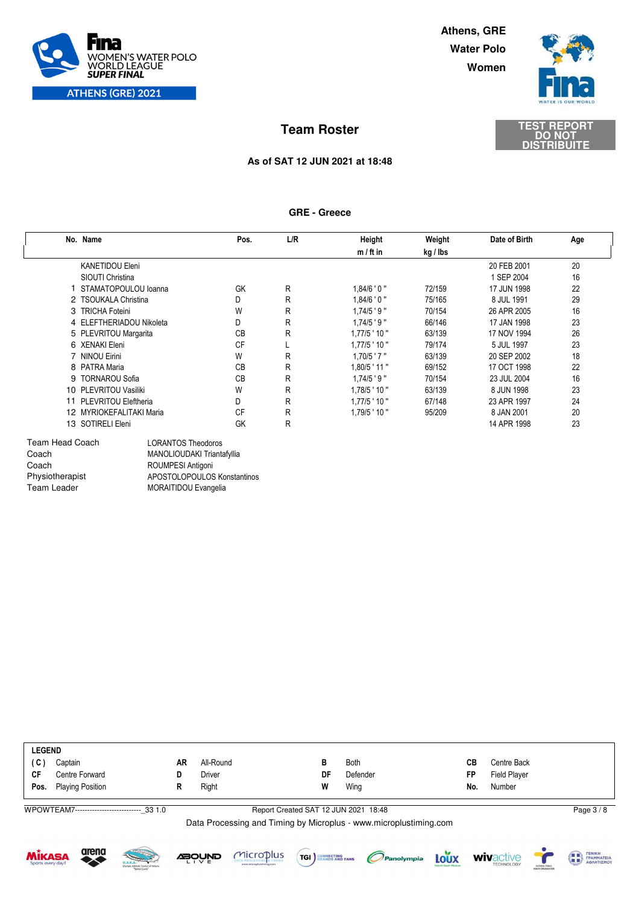FINA WOMEN'S WATER POLO WORLD LEAGUE SUPER FINAL

ATHENS (GRE) 2021

Athens, GRE

Water Polo

Women

# Team Roster

TEST REPORT DO NOT DISTRIBUITE

**As of SAT 12 JUN 2021 at 18:48**

## GRE - Greece

| No. | Name | Pos. | L/R | Height m / ft in | Weight kg / lbs | Date of Birth | Age |
|---|---|---|---|---|---|---|---|
| | KANETIDOU Eleni | | | | | 20 FEB 2001 | 20 |
| | SIOUTI Christina | | | | | 1 SEP 2004 | 16 |
| 1 | STAMATOPOULOU Ioanna | GK | R | 1,84/6 ' 0 " | 72/159 | 17 JUN 1998 | 22 |
| 2 | TSOUKALA Christina | D | R | 1,84/6 ' 0 " | 75/165 | 8 JUL 1991 | 29 |
| 3 | TRICHA Foteini | W | R | 1,74/5 ' 9 " | 70/154 | 26 APR 2005 | 16 |
| 4 | ELEFTHERIADOU Nikoleta | D | R | 1,74/5 ' 9 " | 66/146 | 17 JAN 1998 | 23 |
| 5 | PLEVRITOU Margarita | CB | R | 1,77/5 ' 10 " | 63/139 | 17 NOV 1994 | 26 |
| 6 | XENAKI Eleni | CF | L | 1,77/5 ' 10 " | 79/174 | 5 JUL 1997 | 23 |
| 7 | NINOU Eirini | W | R | 1,70/5 ' 7 " | 63/139 | 20 SEP 2002 | 18 |
| 8 | PATRA Maria | CB | R | 1,80/5 ' 11 " | 69/152 | 17 OCT 1998 | 22 |
| 9 | TORNAROU Sofia | CB | R | 1,74/5 ' 9 " | 70/154 | 23 JUL 2004 | 16 |
| 10 | PLEVRITOU Vasiliki | W | R | 1,78/5 ' 10 " | 63/139 | 8 JUN 1998 | 23 |
| 11 | PLEVRITOU Eleftheria | D | R | 1,77/5 ' 10 " | 67/148 | 23 APR 1997 | 24 |
| 12 | MYRIOKEFALITAKI Maria | CF | R | 1,79/5 ' 10 " | 95/209 | 8 JAN 2001 | 20 |
| 13 | SOTIRELI Eleni | GK | R | | | 14 APR 1998 | 23 |

| | |
|---|---|
| Team Head Coach | LORANTOS Theodoros |
| Coach | MANOLIOUDAKI Triantafyllia |
| Coach | ROUMPESI Antigoni |
| Physiotherapist | APOSTOLOPOULOS Konstantinos |
| Team Leader | MORAITIDOU Evangelia |

**LEGEND**

| | | | | | | | |
|---|---|---|---|---|---|---|---|
| **( C )** | Captain | **AR** | All-Round | **B** | Both | **CB** | Centre Back |
| **CF** | Centre Forward | **D** | Driver | **DF** | Defender | **FP** | Field Player |
| **Pos.** | Playing Position | **R** | Right | **W** | Wing | **No.** | Number |

WPOWTEAM7--------------------------_33 1.0 Report Created SAT 12 JUN 2021 18:48

Data Processing and Timing by Microplus - www.microplustiming.com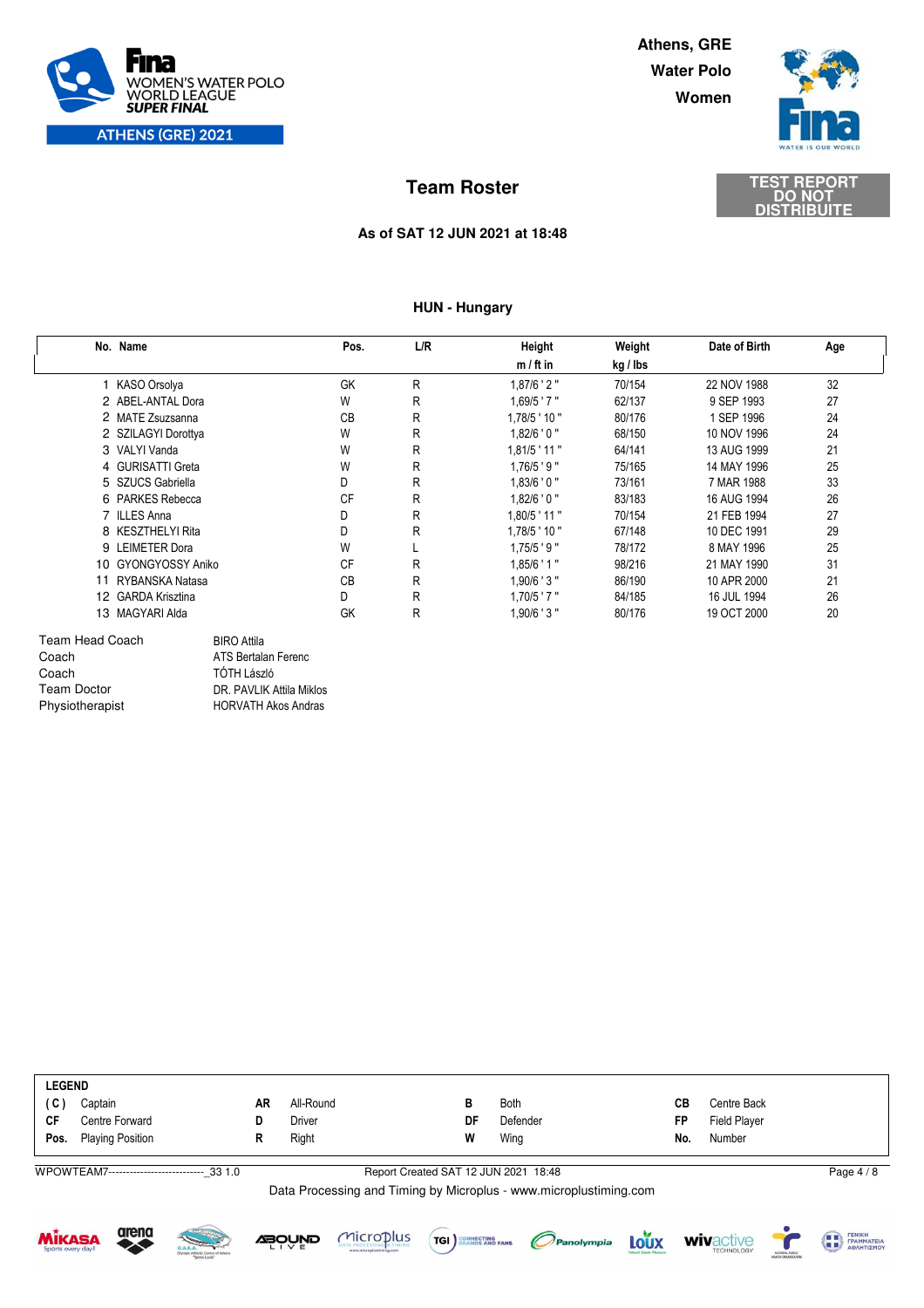FINA WOMEN'S WATER POLO WORLD LEAGUE SUPER FINAL
ATHENS (GRE) 2021

Athens, GRE
Water Polo
Women

# Team Roster

TEST REPORT DO NOT DISTRIBUITE

**As of SAT 12 JUN 2021 at 18:48**

## HUN - Hungary

| No. | Name | Pos. | L/R | Height m / ft in | Weight kg / lbs | Date of Birth | Age |
|---|---|---|---|---|---|---|---|
| 1 | KASO Orsolya | GK | R | 1,87/6 ' 2 " | 70/154 | 22 NOV 1988 | 32 |
| 2 | ABEL-ANTAL Dora | W | R | 1,69/5 ' 7 " | 62/137 | 9 SEP 1993 | 27 |
| 2 | MATE Zsuzsanna | CB | R | 1,78/5 ' 10 " | 80/176 | 1 SEP 1996 | 24 |
| 2 | SZILAGYI Dorottya | W | R | 1,82/6 ' 0 " | 68/150 | 10 NOV 1996 | 24 |
| 3 | VALYI Vanda | W | R | 1,81/5 ' 11 " | 64/141 | 13 AUG 1999 | 21 |
| 4 | GURISATTI Greta | W | R | 1,76/5 ' 9 " | 75/165 | 14 MAY 1996 | 25 |
| 5 | SZUCS Gabriella | D | R | 1,83/6 ' 0 " | 73/161 | 7 MAR 1988 | 33 |
| 6 | PARKES Rebecca | CF | R | 1,82/6 ' 0 " | 83/183 | 16 AUG 1994 | 26 |
| 7 | ILLES Anna | D | R | 1,80/5 ' 11 " | 70/154 | 21 FEB 1994 | 27 |
| 8 | KESZTHELYI Rita | D | R | 1,78/5 ' 10 " | 67/148 | 10 DEC 1991 | 29 |
| 9 | LEIMETER Dora | W | L | 1,75/5 ' 9 " | 78/172 | 8 MAY 1996 | 25 |
| 10 | GYONGYOSSY Aniko | CF | R | 1,85/6 ' 1 " | 98/216 | 21 MAY 1990 | 31 |
| 11 | RYBANSKA Natasa | CB | R | 1,90/6 ' 3 " | 86/190 | 10 APR 2000 | 21 |
| 12 | GARDA Krisztina | D | R | 1,70/5 ' 7 " | 84/185 | 16 JUL 1994 | 26 |
| 13 | MAGYARI Alda | GK | R | 1,90/6 ' 3 " | 80/176 | 19 OCT 2000 | 20 |

| | |
|---|---|
| Team Head Coach | BIRO Attila |
| Coach | ATS Bertalan Ferenc |
| Coach | TÓTH László |
| Team Doctor | DR. PAVLIK Attila Miklos |
| Physiotherapist | HORVATH Akos Andras |

**LEGEND**

| | | | | | | | |
|---|---|---|---|---|---|---|---|
| **( C )** | Captain | **AR** | All-Round | **B** | Both | **CB** | Centre Back |
| **CF** | Centre Forward | **D** | Driver | **DF** | Defender | **FP** | Field Player |
| **Pos.** | Playing Position | **R** | Right | **W** | Wing | **No.** | Number |

WPOWTEAM7--------------------------_33 1.0 Report Created SAT 12 JUN 2021 18:48

Data Processing and Timing by Microplus - www.microplustiming.com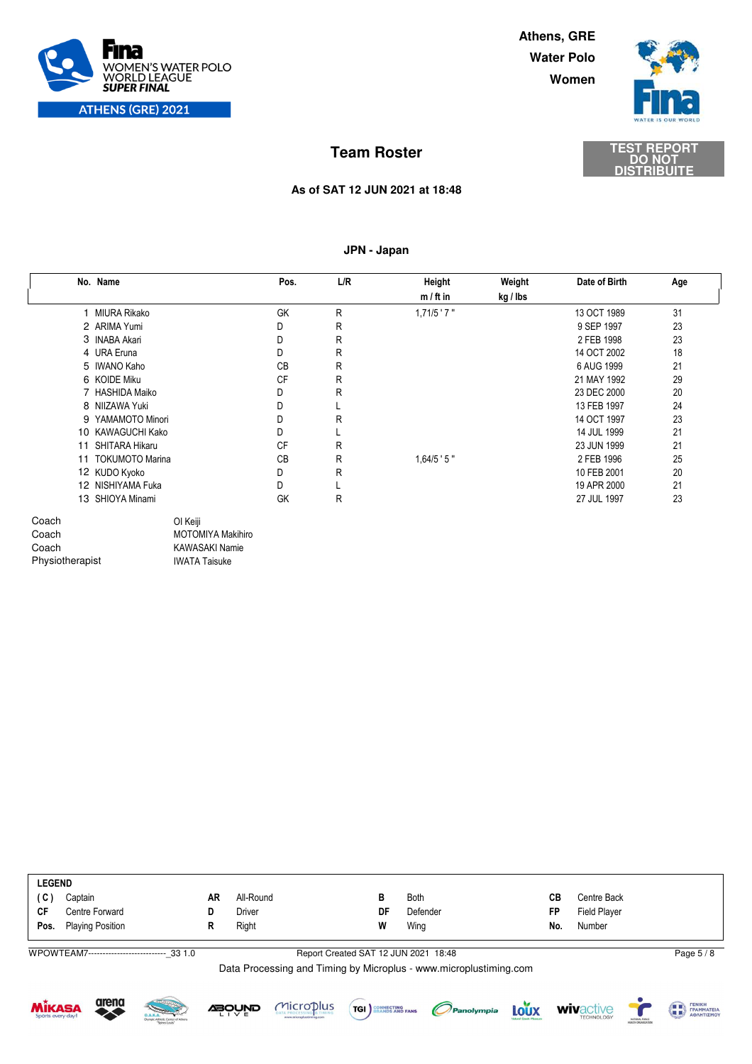FINA WOMEN'S WATER POLO WORLD LEAGUE SUPER FINAL
ATHENS (GRE) 2021

Athens, GRE
Water Polo
Women

# Team Roster

TEST REPORT DO NOT DISTRIBUITE

**As of SAT 12 JUN 2021 at 18:48**

## JPN - Japan

| No. | Name | Pos. | L/R | Height m / ft in | Weight kg / lbs | Date of Birth | Age |
|---|---|---|---|---|---|---|---|
| 1 | MIURA Rikako | GK | R | 1,71/5 ' 7 " | | 13 OCT 1989 | 31 |
| 2 | ARIMA Yumi | D | R | | | 9 SEP 1997 | 23 |
| 3 | INABA Akari | D | R | | | 2 FEB 1998 | 23 |
| 4 | URA Eruna | D | R | | | 14 OCT 2002 | 18 |
| 5 | IWANO Kaho | CB | R | | | 6 AUG 1999 | 21 |
| 6 | KOIDE Miku | CF | R | | | 21 MAY 1992 | 29 |
| 7 | HASHIDA Maiko | D | R | | | 23 DEC 2000 | 20 |
| 8 | NIIZAWA Yuki | D | L | | | 13 FEB 1997 | 24 |
| 9 | YAMAMOTO Minori | D | R | | | 14 OCT 1997 | 23 |
| 10 | KAWAGUCHI Kako | D | L | | | 14 JUL 1999 | 21 |
| 11 | SHITARA Hikaru | CF | R | | | 23 JUN 1999 | 21 |
| 11 | TOKUMOTO Marina | CB | R | 1,64/5 ' 5 " | | 2 FEB 1996 | 25 |
| 12 | KUDO Kyoko | D | R | | | 10 FEB 2001 | 20 |
| 12 | NISHIYAMA Fuka | D | L | | | 19 APR 2000 | 21 |
| 13 | SHIOYA Minami | GK | R | | | 27 JUL 1997 | 23 |

| Role | Name |
|---|---|
| Coach | OI Keiji |
| Coach | MOTOMIYA Makihiro |
| Coach | KAWASAKI Namie |
| Physiotherapist | IWATA Taisuke |

**LEGEND**

| | | | | | | | |
|---|---|---|---|---|---|---|---|
| **(C)** | Captain | **AR** | All-Round | **B** | Both | **CB** | Centre Back |
| **CF** | Centre Forward | **D** | Driver | **DF** | Defender | **FP** | Field Player |
| **Pos.** | Playing Position | **R** | Right | **W** | Wing | **No.** | Number |

WPOWTEAM7--------------------------_33 1.0 — Report Created SAT 12 JUN 2021 18:48

Data Processing and Timing by Microplus - www.microplustiming.com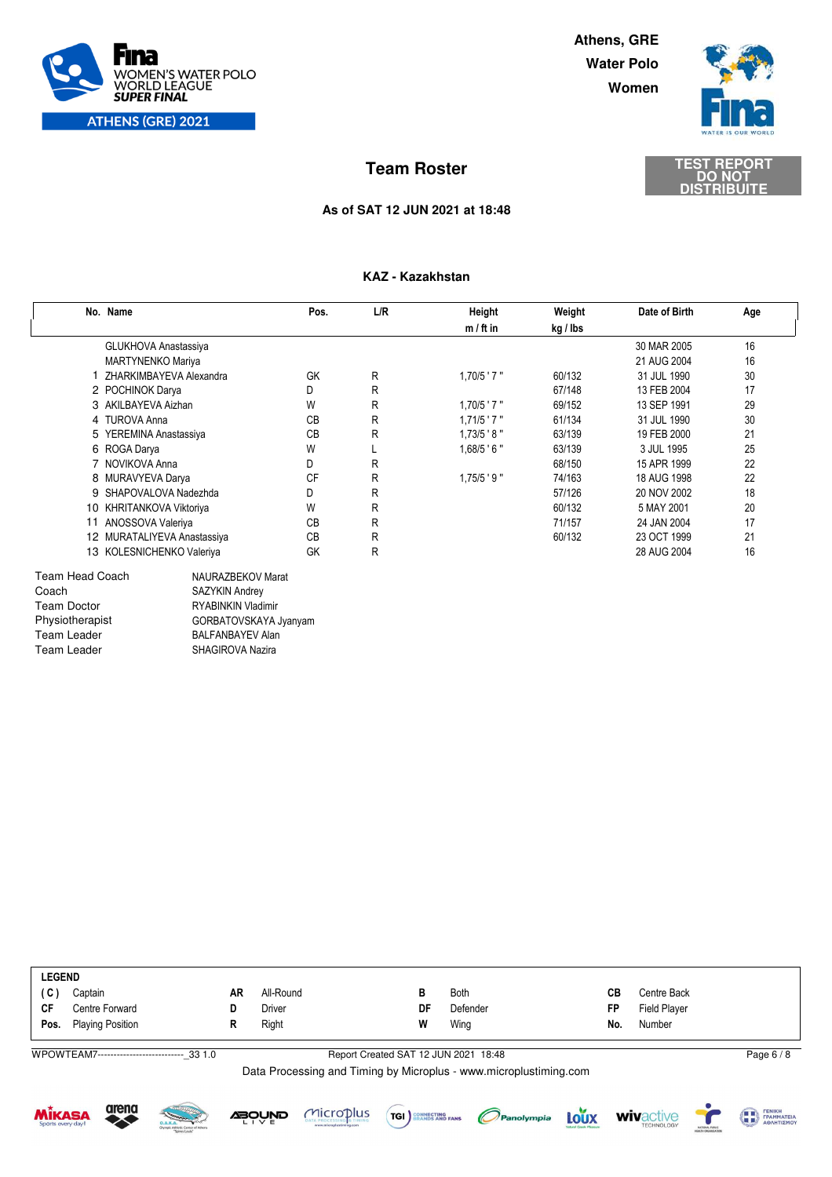FINA WOMEN'S WATER POLO WORLD LEAGUE SUPER FINAL
ATHENS (GRE) 2021

Athens, GRE
Water Polo
Women

## Team Roster

TEST REPORT DO NOT DISTRIBUITE

**As of SAT 12 JUN 2021 at 18:48**

### KAZ - Kazakhstan

| No. | Name | Pos. | L/R | Height m / ft in | Weight kg / lbs | Date of Birth | Age |
|---|---|---|---|---|---|---|---|
| | GLUKHOVA Anastassiya | | | | | 30 MAR 2005 | 16 |
| | MARTYNENKO Mariya | | | | | 21 AUG 2004 | 16 |
| 1 | ZHARKIMBAYEVA Alexandra | GK | R | 1,70/5 ' 7 " | 60/132 | 31 JUL 1990 | 30 |
| 2 | POCHINOK Darya | D | R | | 67/148 | 13 FEB 2004 | 17 |
| 3 | AKILBAYEVA Aizhan | W | R | 1,70/5 ' 7 " | 69/152 | 13 SEP 1991 | 29 |
| 4 | TUROVA Anna | CB | R | 1,71/5 ' 7 " | 61/134 | 31 JUL 1990 | 30 |
| 5 | YEREMINA Anastassiya | CB | R | 1,73/5 ' 8 " | 63/139 | 19 FEB 2000 | 21 |
| 6 | ROGA Darya | W | L | 1,68/5 ' 6 " | 63/139 | 3 JUL 1995 | 25 |
| 7 | NOVIKOVA Anna | D | R | | 68/150 | 15 APR 1999 | 22 |
| 8 | MURAVYEVA Darya | CF | R | 1,75/5 ' 9 " | 74/163 | 18 AUG 1998 | 22 |
| 9 | SHAPOVALOVA Nadezhda | D | R | | 57/126 | 20 NOV 2002 | 18 |
| 10 | KHRITANKOVA Viktoriya | W | R | | 60/132 | 5 MAY 2001 | 20 |
| 11 | ANOSSOVA Valeriya | CB | R | | 71/157 | 24 JAN 2004 | 17 |
| 12 | MURATALIYEVA Anastassiya | CB | R | | 60/132 | 23 OCT 1999 | 21 |
| 13 | KOLESNICHENKO Valeriya | GK | R | | | 28 AUG 2004 | 16 |

| | |
|---|---|
| Team Head Coach | NAURAZBEKOV Marat |
| Coach | SAZYKIN Andrey |
| Team Doctor | RYABINKIN Vladimir |
| Physiotherapist | GORBATOVSKAYA Jyanyam |
| Team Leader | BALFANBAYEV Alan |
| Team Leader | SHAGIROVA Nazira |

**LEGEND**

| | | | | | | | |
|---|---|---|---|---|---|---|---|
| ( C ) | Captain | AR | All-Round | B | Both | CB | Centre Back |
| CF | Centre Forward | D | Driver | DF | Defender | FP | Field Player |
| Pos. | Playing Position | R | Right | W | Wing | No. | Number |

WPOWTEAM7--------------------------_33 1.0 Report Created SAT 12 JUN 2021 18:48

Data Processing and Timing by Microplus - www.microplustiming.com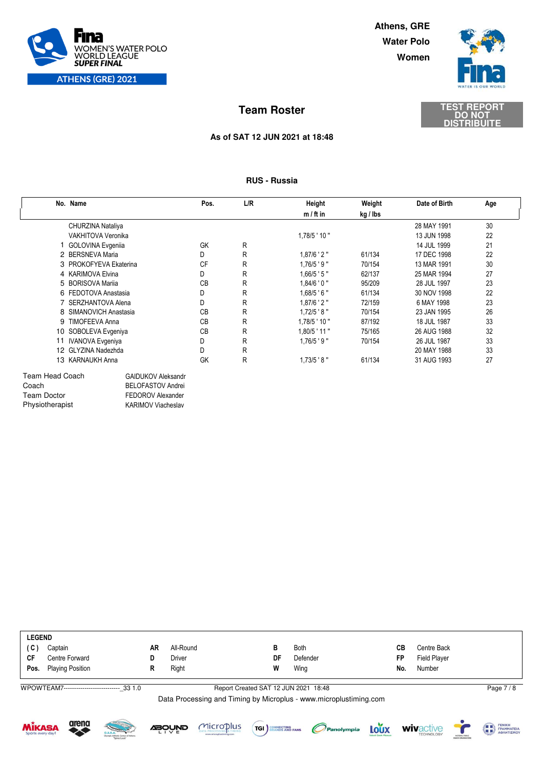FINA WOMEN'S WATER POLO WORLD LEAGUE SUPER FINAL
ATHENS (GRE) 2021

**Athens, GRE**
**Water Polo**
**Women**

# Team Roster

TEST REPORT DO NOT DISTRIBUITE

**As of SAT 12 JUN 2021 at 18:48**

## RUS - Russia

| No. | Name | Pos. | L/R | Height m / ft in | Weight kg / lbs | Date of Birth | Age |
|---|---|---|---|---|---|---|---|
| | CHURZINA Nataliya | | | | | 28 MAY 1991 | 30 |
| | VAKHITOVA Veronika | | | 1,78/5 ' 10 " | | 13 JUN 1998 | 22 |
| 1 | GOLOVINA Evgeniia | GK | R | | | 14 JUL 1999 | 21 |
| 2 | BERSNEVA Maria | D | R | 1,87/6 ' 2 " | 61/134 | 17 DEC 1998 | 22 |
| 3 | PROKOFYEVA Ekaterina | CF | R | 1,76/5 ' 9 " | 70/154 | 13 MAR 1991 | 30 |
| 4 | KARIMOVA Elvina | D | R | 1,66/5 ' 5 " | 62/137 | 25 MAR 1994 | 27 |
| 5 | BORISOVA Mariia | CB | R | 1,84/6 ' 0 " | 95/209 | 28 JUL 1997 | 23 |
| 6 | FEDOTOVA Anastasia | D | R | 1,68/5 ' 6 " | 61/134 | 30 NOV 1998 | 22 |
| 7 | SERZHANTOVA Alena | D | R | 1,87/6 ' 2 " | 72/159 | 6 MAY 1998 | 23 |
| 8 | SIMANOVICH Anastasia | CB | R | 1,72/5 ' 8 " | 70/154 | 23 JAN 1995 | 26 |
| 9 | TIMOFEEVA Anna | CB | R | 1,78/5 ' 10 " | 87/192 | 18 JUL 1987 | 33 |
| 10 | SOBOLEVA Evgeniya | CB | R | 1,80/5 ' 11 " | 75/165 | 26 AUG 1988 | 32 |
| 11 | IVANOVA Evgeniya | D | R | 1,76/5 ' 9 " | 70/154 | 26 JUL 1987 | 33 |
| 12 | GLYZINA Nadezhda | D | R | | | 20 MAY 1988 | 33 |
| 13 | KARNAUKH Anna | GK | R | 1,73/5 ' 8 " | 61/134 | 31 AUG 1993 | 27 |

| | |
|---|---|
| Team Head Coach | GAIDUKOV Aleksandr |
| Coach | BELOFASTOV Andrei |
| Team Doctor | FEDOROV Alexander |
| Physiotherapist | KARIMOV Viacheslav |

**LEGEND**

| | | | | | | | |
|---|---|---|---|---|---|---|---|
| **( C )** | Captain | **AR** | All-Round | **B** | Both | **CB** | Centre Back |
| **CF** | Centre Forward | **D** | Driver | **DF** | Defender | **FP** | Field Player |
| **Pos.** | Playing Position | **R** | Right | **W** | Wing | **No.** | Number |

WPOWTEAM7---------------------------_33 1.0 Report Created SAT 12 JUN 2021 18:48

Data Processing and Timing by Microplus - www.microplustiming.com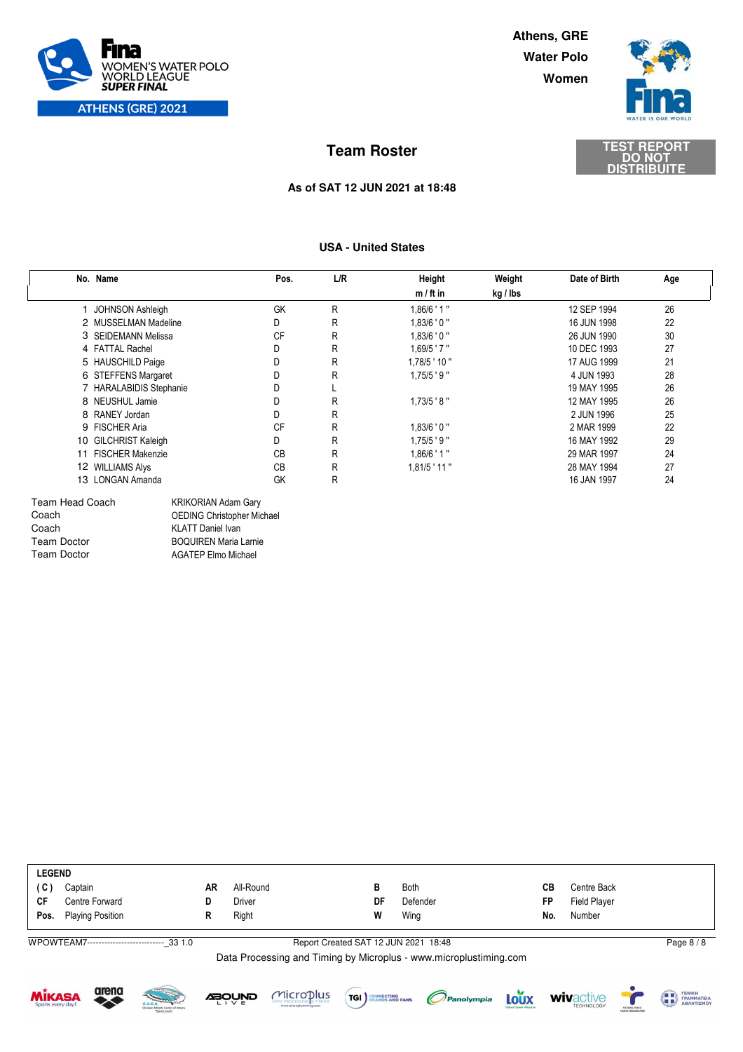FINA WOMEN'S WATER POLO WORLD LEAGUE SUPER FINAL

ATHENS (GRE) 2021

**Athens, GRE**
**Water Polo**
**Women**

## Team Roster

TEST REPORT DO NOT DISTRIBUITE

**As of SAT 12 JUN 2021 at 18:48**

### USA - United States

| No. | Name | Pos. | L/R | Height m / ft in | Weight kg / lbs | Date of Birth | Age |
|---|---|---|---|---|---|---|---|
| 1 | JOHNSON Ashleigh | GK | R | 1,86/6 ' 1 " | | 12 SEP 1994 | 26 |
| 2 | MUSSELMAN Madeline | D | R | 1,83/6 ' 0 " | | 16 JUN 1998 | 22 |
| 3 | SEIDEMANN Melissa | CF | R | 1,83/6 ' 0 " | | 26 JUN 1990 | 30 |
| 4 | FATTAL Rachel | D | R | 1,69/5 ' 7 " | | 10 DEC 1993 | 27 |
| 5 | HAUSCHILD Paige | D | R | 1,78/5 ' 10 " | | 17 AUG 1999 | 21 |
| 6 | STEFFENS Margaret | D | R | 1,75/5 ' 9 " | | 4 JUN 1993 | 28 |
| 7 | HARALABIDIS Stephanie | D | L | | | 19 MAY 1995 | 26 |
| 8 | NEUSHUL Jamie | D | R | 1,73/5 ' 8 " | | 12 MAY 1995 | 26 |
| 8 | RANEY Jordan | D | R | | | 2 JUN 1996 | 25 |
| 9 | FISCHER Aria | CF | R | 1,83/6 ' 0 " | | 2 MAR 1999 | 22 |
| 10 | GILCHRIST Kaleigh | D | R | 1,75/5 ' 9 " | | 16 MAY 1992 | 29 |
| 11 | FISCHER Makenzie | CB | R | 1,86/6 ' 1 " | | 29 MAR 1997 | 24 |
| 12 | WILLIAMS Alys | CB | R | 1,81/5 ' 11 " | | 28 MAY 1994 | 27 |
| 13 | LONGAN Amanda | GK | R | | | 16 JAN 1997 | 24 |

| | |
|---|---|
| Team Head Coach | KRIKORIAN Adam Gary |
| Coach | OEDING Christopher Michael |
| Coach | KLATT Daniel Ivan |
| Team Doctor | BOQUIREN Maria Larnie |
| Team Doctor | AGATEP Elmo Michael |

**LEGEND**

| | | | | | | | |
|---|---|---|---|---|---|---|---|
| (C) | Captain | AR | All-Round | B | Both | CB | Centre Back |
| CF | Centre Forward | D | Driver | DF | Defender | FP | Field Player |
| Pos. | Playing Position | R | Right | W | Wing | No. | Number |

WPOWTEAM7--------------------------_33 1.0    Report Created SAT 12 JUN 2021 18:48

Data Processing and Timing by Microplus - www.microplustiming.com